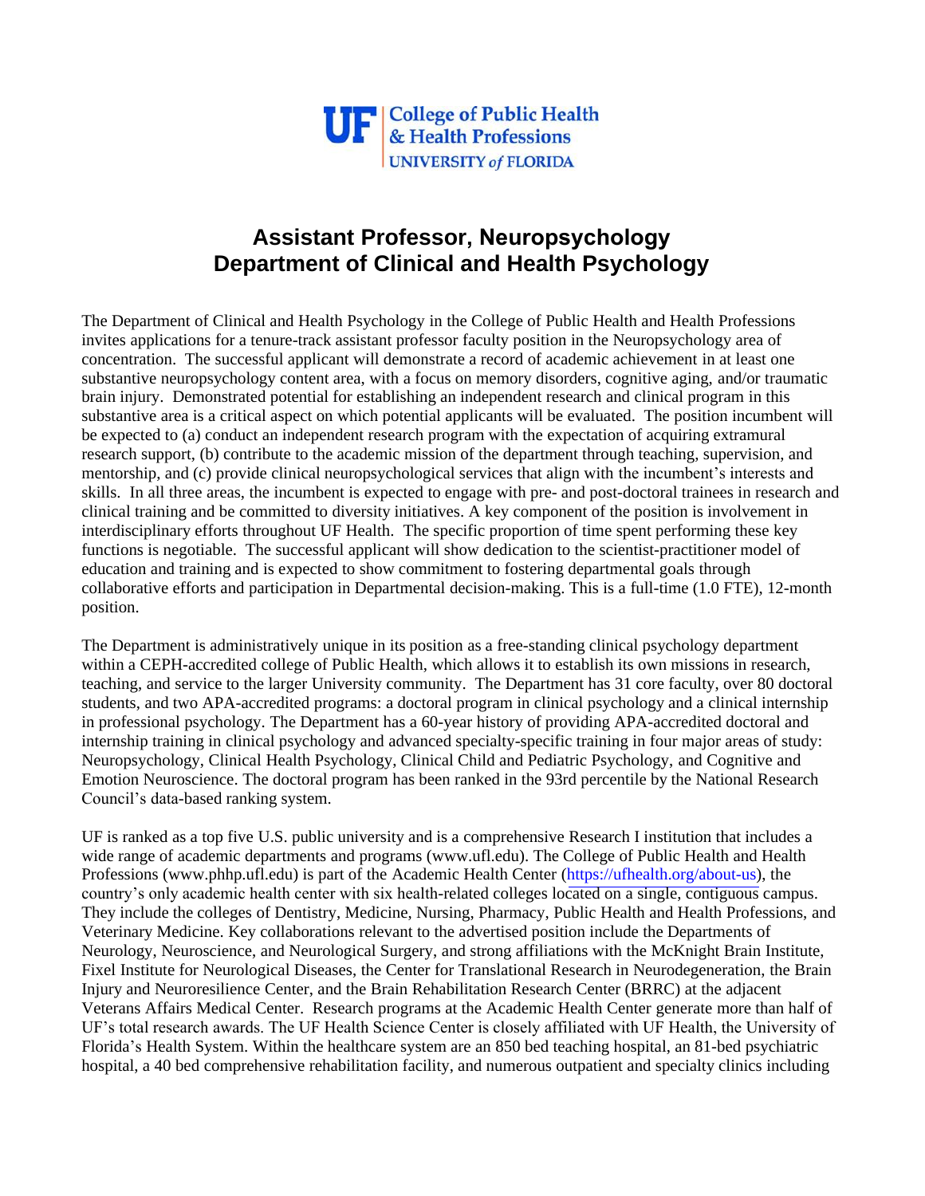UF | College of Public Health & Health Professions
UNIVERSITY of FLORIDA

# Assistant Professor, Neuropsychology
# Department of Clinical and Health Psychology

The Department of Clinical and Health Psychology in the College of Public Health and Health Professions invites applications for a tenure-track assistant professor faculty position in the Neuropsychology area of concentration. The successful applicant will demonstrate a record of academic achievement in at least one substantive neuropsychology content area, with a focus on memory disorders, cognitive aging, and/or traumatic brain injury. Demonstrated potential for establishing an independent research and clinical program in this substantive area is a critical aspect on which potential applicants will be evaluated. The position incumbent will be expected to (a) conduct an independent research program with the expectation of acquiring extramural research support, (b) contribute to the academic mission of the department through teaching, supervision, and mentorship, and (c) provide clinical neuropsychological services that align with the incumbent's interests and skills. In all three areas, the incumbent is expected to engage with pre- and post-doctoral trainees in research and clinical training and be committed to diversity initiatives. A key component of the position is involvement in interdisciplinary efforts throughout UF Health. The specific proportion of time spent performing these key functions is negotiable. The successful applicant will show dedication to the scientist-practitioner model of education and training and is expected to show commitment to fostering departmental goals through collaborative efforts and participation in Departmental decision-making. This is a full-time (1.0 FTE), 12-month position.

The Department is administratively unique in its position as a free-standing clinical psychology department within a CEPH-accredited college of Public Health, which allows it to establish its own missions in research, teaching, and service to the larger University community. The Department has 31 core faculty, over 80 doctoral students, and two APA-accredited programs: a doctoral program in clinical psychology and a clinical internship in professional psychology. The Department has a 60-year history of providing APA-accredited doctoral and internship training in clinical psychology and advanced specialty-specific training in four major areas of study: Neuropsychology, Clinical Health Psychology, Clinical Child and Pediatric Psychology, and Cognitive and Emotion Neuroscience. The doctoral program has been ranked in the 93rd percentile by the National Research Council's data-based ranking system.

UF is ranked as a top five U.S. public university and is a comprehensive Research I institution that includes a wide range of academic departments and programs (www.ufl.edu). The College of Public Health and Health Professions (www.phhp.ufl.edu) is part of the Academic Health Center (https://ufhealth.org/about-us), the country's only academic health center with six health-related colleges located on a single, contiguous campus. They include the colleges of Dentistry, Medicine, Nursing, Pharmacy, Public Health and Health Professions, and Veterinary Medicine. Key collaborations relevant to the advertised position include the Departments of Neurology, Neuroscience, and Neurological Surgery, and strong affiliations with the McKnight Brain Institute, Fixel Institute for Neurological Diseases, the Center for Translational Research in Neurodegeneration, the Brain Injury and Neuroresilience Center, and the Brain Rehabilitation Research Center (BRRC) at the adjacent Veterans Affairs Medical Center. Research programs at the Academic Health Center generate more than half of UF's total research awards. The UF Health Science Center is closely affiliated with UF Health, the University of Florida's Health System. Within the healthcare system are an 850 bed teaching hospital, an 81-bed psychiatric hospital, a 40 bed comprehensive rehabilitation facility, and numerous outpatient and specialty clinics including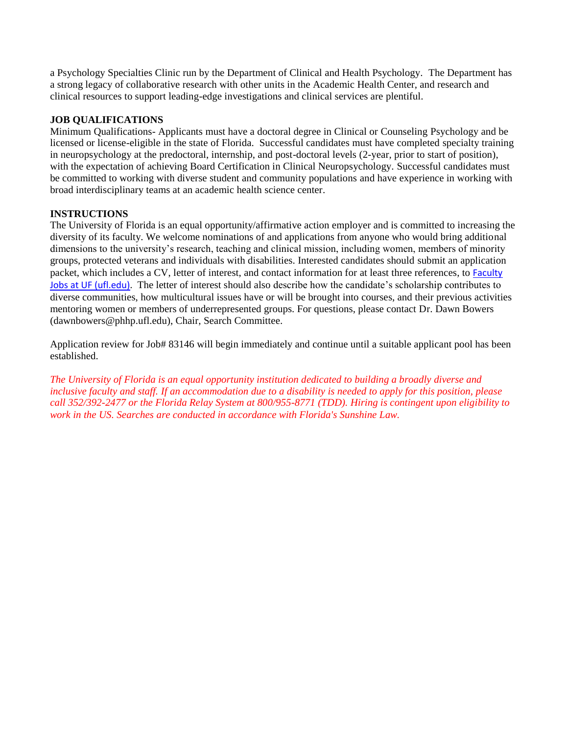a Psychology Specialties Clinic run by the Department of Clinical and Health Psychology. The Department has a strong legacy of collaborative research with other units in the Academic Health Center, and research and clinical resources to support leading-edge investigations and clinical services are plentiful.

**JOB QUALIFICATIONS**

Minimum Qualifications- Applicants must have a doctoral degree in Clinical or Counseling Psychology and be licensed or license-eligible in the state of Florida. Successful candidates must have completed specialty training in neuropsychology at the predoctoral, internship, and post-doctoral levels (2-year, prior to start of position), with the expectation of achieving Board Certification in Clinical Neuropsychology. Successful candidates must be committed to working with diverse student and community populations and have experience in working with broad interdisciplinary teams at an academic health science center.

**INSTRUCTIONS**

The University of Florida is an equal opportunity/affirmative action employer and is committed to increasing the diversity of its faculty. We welcome nominations of and applications from anyone who would bring additional dimensions to the university's research, teaching and clinical mission, including women, members of minority groups, protected veterans and individuals with disabilities. Interested candidates should submit an application packet, which includes a CV, letter of interest, and contact information for at least three references, to Faculty Jobs at UF (ufl.edu). The letter of interest should also describe how the candidate's scholarship contributes to diverse communities, how multicultural issues have or will be brought into courses, and their previous activities mentoring women or members of underrepresented groups. For questions, please contact Dr. Dawn Bowers (dawnbowers@phhp.ufl.edu), Chair, Search Committee.

Application review for Job# 83146 will begin immediately and continue until a suitable applicant pool has been established.

*The University of Florida is an equal opportunity institution dedicated to building a broadly diverse and inclusive faculty and staff. If an accommodation due to a disability is needed to apply for this position, please call 352/392-2477 or the Florida Relay System at 800/955-8771 (TDD). Hiring is contingent upon eligibility to work in the US. Searches are conducted in accordance with Florida's Sunshine Law.*